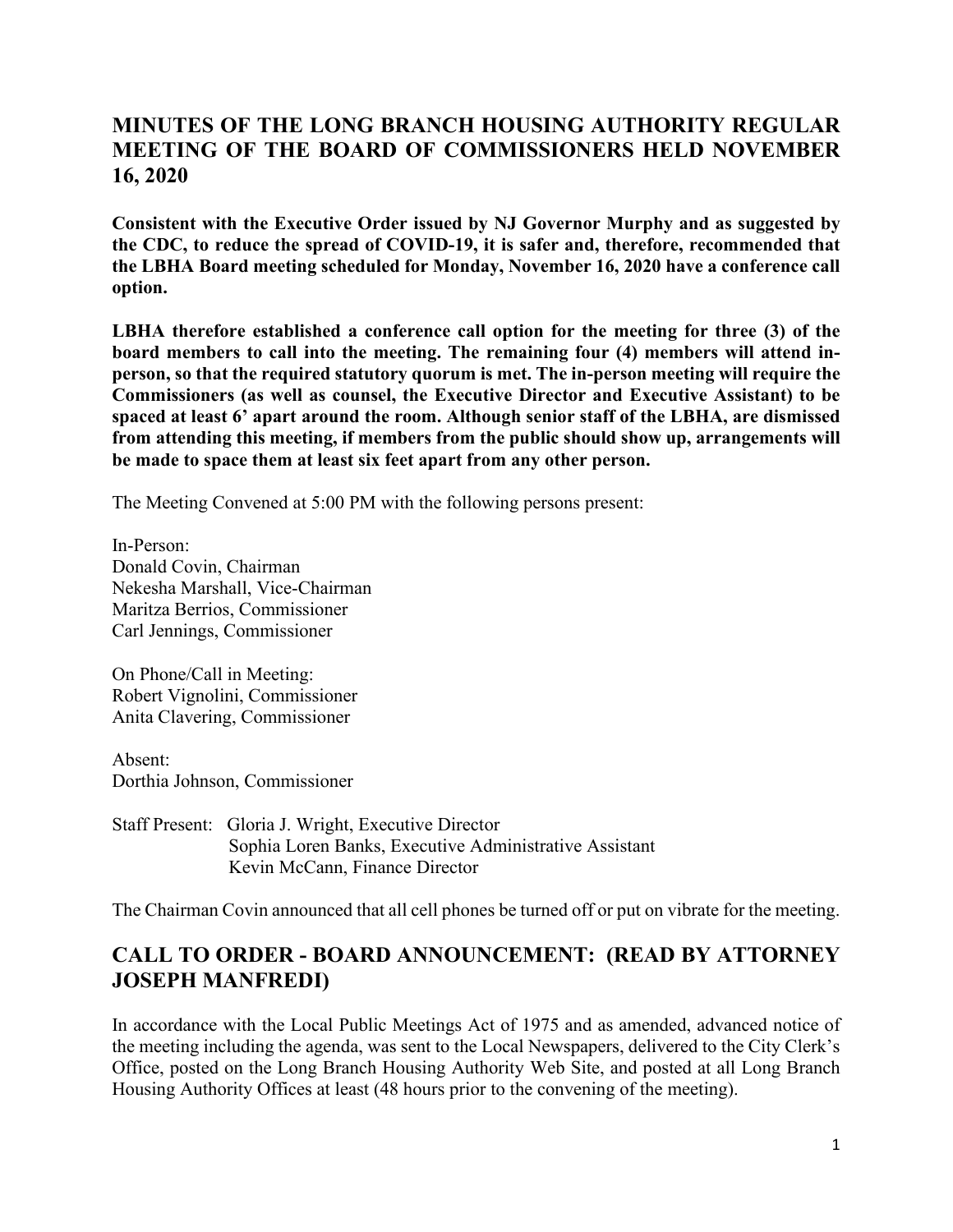## MINUTES OF THE LONG BRANCH HOUSING AUTHORITY REGULAR MEETING OF THE BOARD OF COMMISSIONERS HELD NOVEMBER 16, 2020

**Consistent with the Executive Order issued by NJ Governor Murphy and as suggested by the CDC, to reduce the spread of COVID-19, it is safer and, therefore, recommended that the LBHA Board meeting scheduled for Monday, November 16, 2020 have a conference call option.**

**LBHA therefore established a conference call option for the meeting for three (3) of the board members to call into the meeting. The remaining four (4) members will attend in-person, so that the required statutory quorum is met. The in-person meeting will require the Commissioners (as well as counsel, the Executive Director and Executive Assistant) to be spaced at least 6' apart around the room. Although senior staff of the LBHA, are dismissed from attending this meeting, if members from the public should show up, arrangements will be made to space them at least six feet apart from any other person.**

The Meeting Convened at 5:00 PM with the following persons present:

In-Person:
Donald Covin, Chairman
Nekesha Marshall, Vice-Chairman
Maritza Berrios, Commissioner
Carl Jennings, Commissioner

On Phone/Call in Meeting:
Robert Vignolini, Commissioner
Anita Clavering, Commissioner

Absent:
Dorthia Johnson, Commissioner

Staff Present: Gloria J. Wright, Executive Director
Sophia Loren Banks, Executive Administrative Assistant
Kevin McCann, Finance Director

The Chairman Covin announced that all cell phones be turned off or put on vibrate for the meeting.

## CALL TO ORDER - BOARD ANNOUNCEMENT: (READ BY ATTORNEY JOSEPH MANFREDI)

In accordance with the Local Public Meetings Act of 1975 and as amended, advanced notice of the meeting including the agenda, was sent to the Local Newspapers, delivered to the City Clerk's Office, posted on the Long Branch Housing Authority Web Site, and posted at all Long Branch Housing Authority Offices at least (48 hours prior to the convening of the meeting).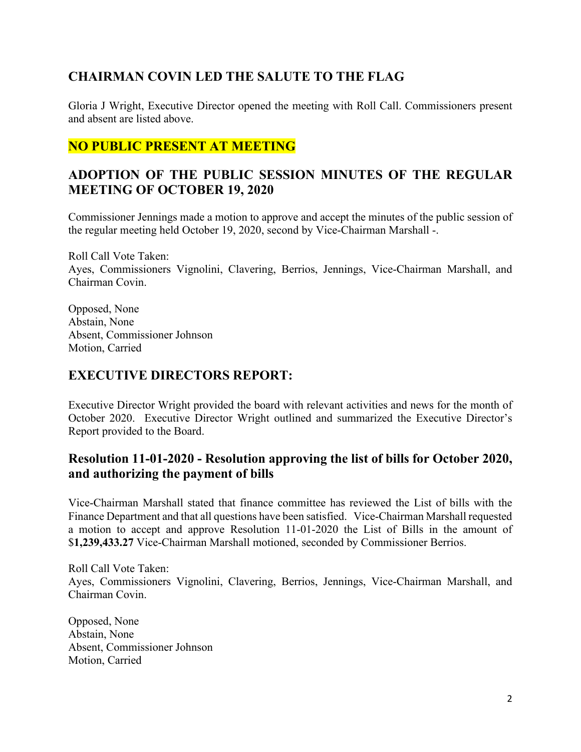## CHAIRMAN COVIN LED THE SALUTE TO THE FLAG

Gloria J Wright, Executive Director opened the meeting with Roll Call. Commissioners present and absent are listed above.

## NO PUBLIC PRESENT AT MEETING

## ADOPTION OF THE PUBLIC SESSION MINUTES OF THE REGULAR MEETING OF OCTOBER 19, 2020

Commissioner Jennings made a motion to approve and accept the minutes of the public session of the regular meeting held October 19, 2020, second by Vice-Chairman Marshall -.

Roll Call Vote Taken:
Ayes, Commissioners Vignolini, Clavering, Berrios, Jennings, Vice-Chairman Marshall, and Chairman Covin.

Opposed, None
Abstain, None
Absent, Commissioner Johnson
Motion, Carried

## EXECUTIVE DIRECTORS REPORT:

Executive Director Wright provided the board with relevant activities and news for the month of October 2020. Executive Director Wright outlined and summarized the Executive Director's Report provided to the Board.

### Resolution 11-01-2020 - Resolution approving the list of bills for October 2020, and authorizing the payment of bills

Vice-Chairman Marshall stated that finance committee has reviewed the List of bills with the Finance Department and that all questions have been satisfied. Vice-Chairman Marshall requested a motion to accept and approve Resolution 11-01-2020 the List of Bills in the amount of $**1,239,433.27** Vice-Chairman Marshall motioned, seconded by Commissioner Berrios.

Roll Call Vote Taken:
Ayes, Commissioners Vignolini, Clavering, Berrios, Jennings, Vice-Chairman Marshall, and Chairman Covin.

Opposed, None
Abstain, None
Absent, Commissioner Johnson
Motion, Carried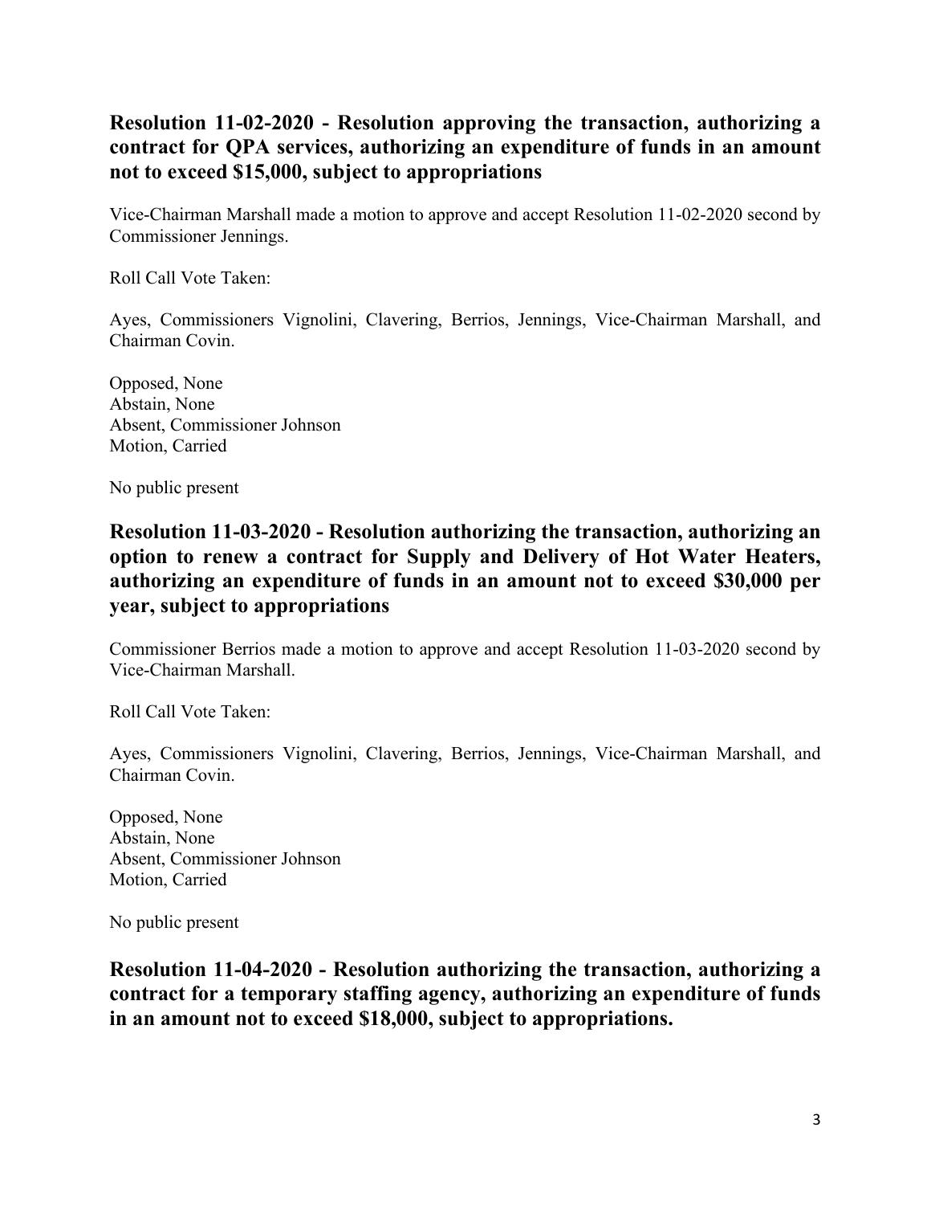## Resolution 11-02-2020 - Resolution approving the transaction, authorizing a contract for QPA services, authorizing an expenditure of funds in an amount not to exceed $15,000, subject to appropriations

Vice-Chairman Marshall made a motion to approve and accept Resolution 11-02-2020 second by Commissioner Jennings.

Roll Call Vote Taken:

Ayes, Commissioners Vignolini, Clavering, Berrios, Jennings, Vice-Chairman Marshall, and Chairman Covin.

Opposed, None
Abstain, None
Absent, Commissioner Johnson
Motion, Carried

No public present

## Resolution 11-03-2020 - Resolution authorizing the transaction, authorizing an option to renew a contract for Supply and Delivery of Hot Water Heaters, authorizing an expenditure of funds in an amount not to exceed $30,000 per year, subject to appropriations

Commissioner Berrios made a motion to approve and accept Resolution 11-03-2020 second by Vice-Chairman Marshall.

Roll Call Vote Taken:

Ayes, Commissioners Vignolini, Clavering, Berrios, Jennings, Vice-Chairman Marshall, and Chairman Covin.

Opposed, None
Abstain, None
Absent, Commissioner Johnson
Motion, Carried

No public present

## Resolution 11-04-2020 - Resolution authorizing the transaction, authorizing a contract for a temporary staffing agency, authorizing an expenditure of funds in an amount not to exceed $18,000, subject to appropriations.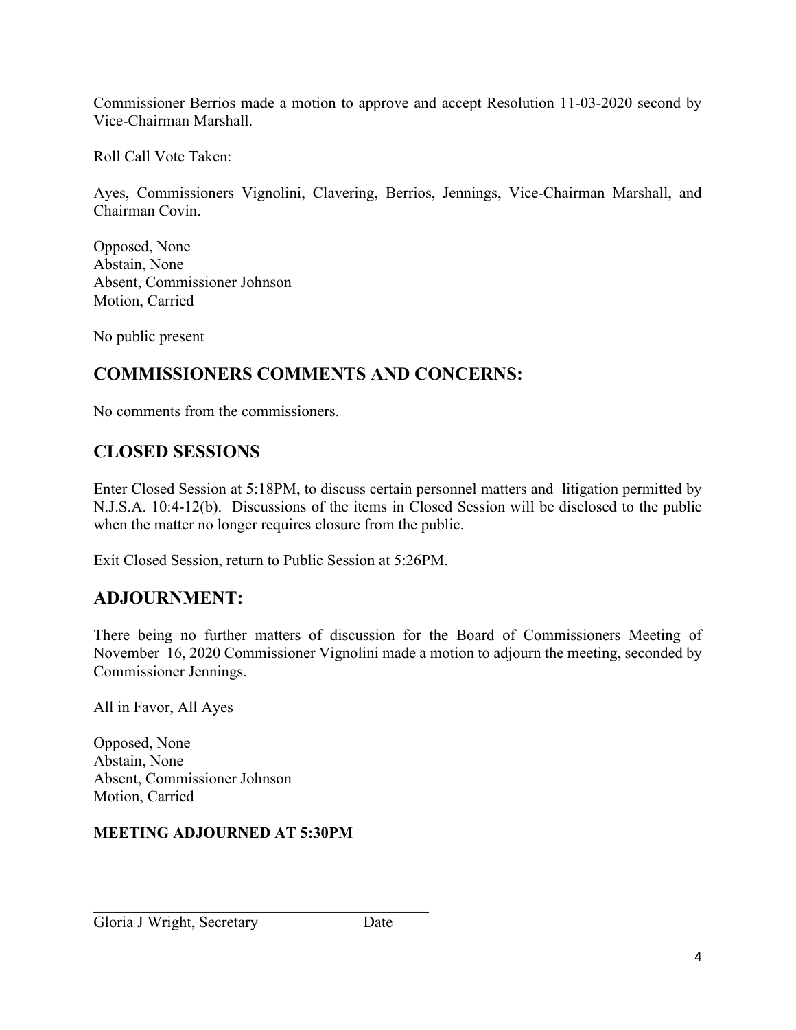Commissioner Berrios made a motion to approve and accept Resolution 11-03-2020 second by Vice-Chairman Marshall.

Roll Call Vote Taken:

Ayes, Commissioners Vignolini, Clavering, Berrios, Jennings, Vice-Chairman Marshall, and Chairman Covin.

Opposed, None
Abstain, None
Absent, Commissioner Johnson
Motion, Carried

No public present

## COMMISSIONERS COMMENTS AND CONCERNS:

No comments from the commissioners.

## CLOSED SESSIONS

Enter Closed Session at 5:18PM, to discuss certain personnel matters and litigation permitted by N.J.S.A. 10:4-12(b). Discussions of the items in Closed Session will be disclosed to the public when the matter no longer requires closure from the public.

Exit Closed Session, return to Public Session at 5:26PM.

## ADJOURNMENT:

There being no further matters of discussion for the Board of Commissioners Meeting of November 16, 2020 Commissioner Vignolini made a motion to adjourn the meeting, seconded by Commissioner Jennings.

All in Favor, All Ayes

Opposed, None
Abstain, None
Absent, Commissioner Johnson
Motion, Carried

**MEETING ADJOURNED AT 5:30PM**

______________________________________

Gloria J Wright, Secretary Date